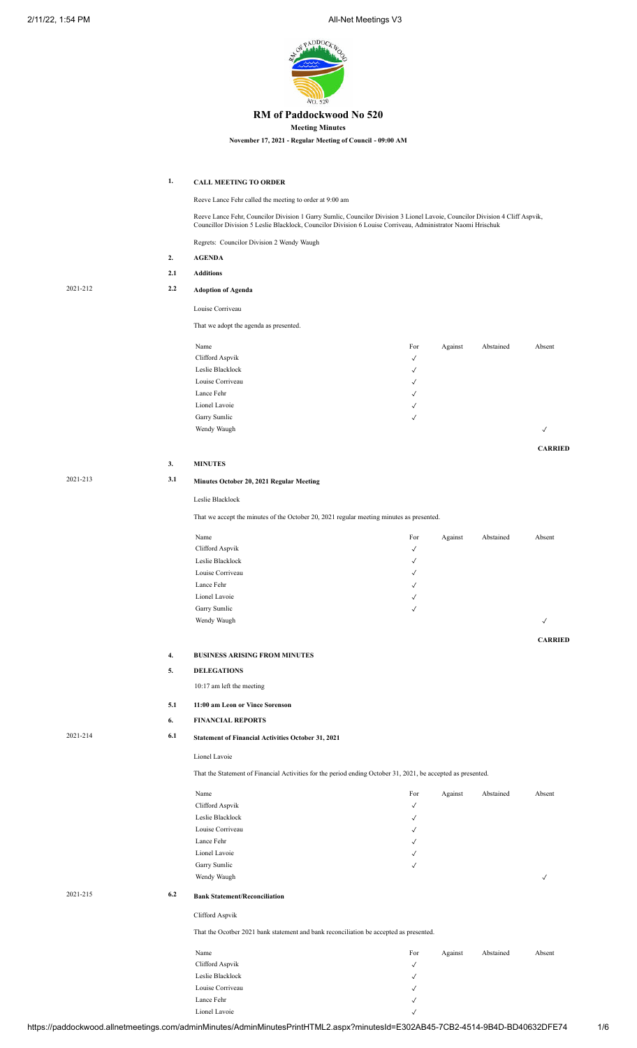# RM of Paddockwood No 520

**Meeting Minutes**

**November 17, 2021 - Regular Meeting of Council - 09:00 AM**

**1. CALL MEETING TO ORDER**

Reeve Lance Fehr called the meeting to order at 9:00 am

Reeve Lance Fehr, Councilor Division 1 Garry Sumlic, Councilor Division 3 Lionel Lavoie, Councilor Division 4 Cliff Aspvik, Councillor Division 5 Leslie Blacklock, Councilor Division 6 Louise Corriveau, Administrator Naomi Hrischuk

Regrets: Councilor Division 2 Wendy Waugh

**2. AGENDA**

**2.1 Additions**

2021-212 **2.2 Adoption of Agenda**

Louise Corriveau

That we adopt the agenda as presented.

| Name | For | Against | Abstained | Absent |
|---|---|---|---|---|
| Clifford Aspvik | ✓ | | | |
| Leslie Blacklock | ✓ | | | |
| Louise Corriveau | ✓ | | | |
| Lance Fehr | ✓ | | | |
| Lionel Lavoie | ✓ | | | |
| Garry Sumlic | ✓ | | | |
| Wendy Waugh | | | | ✓ |

**CARRIED**

**3. MINUTES**

2021-213 **3.1 Minutes October 20, 2021 Regular Meeting**

Leslie Blacklock

That we accept the minutes of the October 20, 2021 regular meeting minutes as presented.

| Name | For | Against | Abstained | Absent |
|---|---|---|---|---|
| Clifford Aspvik | ✓ | | | |
| Leslie Blacklock | ✓ | | | |
| Louise Corriveau | ✓ | | | |
| Lance Fehr | ✓ | | | |
| Lionel Lavoie | ✓ | | | |
| Garry Sumlic | ✓ | | | |
| Wendy Waugh | | | | ✓ |

**CARRIED**

**4. BUSINESS ARISING FROM MINUTES**

**5. DELEGATIONS**

10:17 am left the meeting

**5.1 11:00 am Leon or Vince Sorenson**

**6. FINANCIAL REPORTS**

2021-214 **6.1 Statement of Financial Activities October 31, 2021**

Lionel Lavoie

That the Statement of Financial Activities for the period ending October 31, 2021, be accepted as presented.

| Name | For | Against | Abstained | Absent |
|---|---|---|---|---|
| Clifford Aspvik | ✓ | | | |
| Leslie Blacklock | ✓ | | | |
| Louise Corriveau | ✓ | | | |
| Lance Fehr | ✓ | | | |
| Lionel Lavoie | ✓ | | | |
| Garry Sumlic | ✓ | | | |
| Wendy Waugh | | | | ✓ |

2021-215 **6.2 Bank Statement/Reconciliation**

Clifford Aspvik

That the Ocotber 2021 bank statement and bank reconciliation be accepted as presented.

| Name | For | Against | Abstained | Absent |
|---|---|---|---|---|
| Clifford Aspvik | ✓ | | | |
| Leslie Blacklock | ✓ | | | |
| Louise Corriveau | ✓ | | | |
| Lance Fehr | ✓ | | | |
| Lionel Lavoie | ✓ | | | |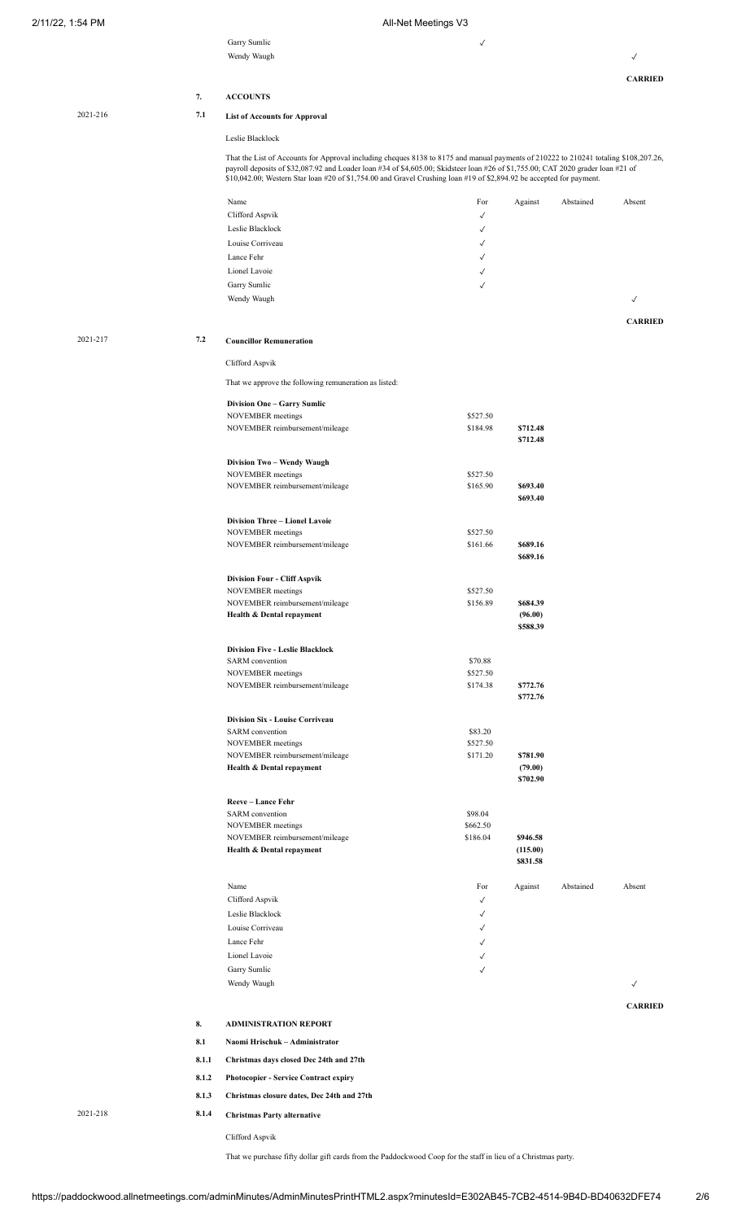| Name | For | Against | Abstained | Absent |
|---|---|---|---|---|
| Garry Sumlic | ✓ | | | |
| Wendy Waugh | | | | ✓ |

**CARRIED**

**7. ACCOUNTS**

2021-216 **7.1 List of Accounts for Approval**

Leslie Blacklock

That the List of Accounts for Approval including cheques 8138 to 8175 and manual payments of 210222 to 210241 totaling $108,207.26, payroll deposits of $32,087.92 and Loader loan #34 of $4,605.00; Skidsteer loan #26 of $1,755.00; CAT 2020 grader loan #21 of $10,042.00; Western Star loan #20 of $1,754.00 and Gravel Crushing loan #19 of $2,894.92 be accepted for payment.

| Name | For | Against | Abstained | Absent |
|---|---|---|---|---|
| Clifford Aspvik | ✓ | | | |
| Leslie Blacklock | ✓ | | | |
| Louise Corriveau | ✓ | | | |
| Lance Fehr | ✓ | | | |
| Lionel Lavoie | ✓ | | | |
| Garry Sumlic | ✓ | | | |
| Wendy Waugh | | | | ✓ |

**CARRIED**

2021-217 **7.2 Councillor Remuneration**

Clifford Aspvik

That we approve the following remuneration as listed:

| | | |
|---|---|---|
| **Division One – Garry Sumlic** | | |
| NOVEMBER meetings | $527.50 | |
| NOVEMBER reimbursement/mileage | $184.98 | **$712.48** |
| | | **$712.48** |
| **Division Two – Wendy Waugh** | | |
| NOVEMBER meetings | $527.50 | |
| NOVEMBER reimbursement/mileage | $165.90 | **$693.40** |
| | | **$693.40** |
| **Division Three – Lionel Lavoie** | | |
| NOVEMBER meetings | $527.50 | |
| NOVEMBER reimbursement/mileage | $161.66 | **$689.16** |
| | | **$689.16** |
| **Division Four - Cliff Aspvik** | | |
| NOVEMBER meetings | $527.50 | |
| NOVEMBER reimbursement/mileage | $156.89 | **$684.39** |
| **Health & Dental repayment** | | **(96.00)** |
| | | **$588.39** |
| **Division Five - Leslie Blacklock** | | |
| SARM convention | $70.88 | |
| NOVEMBER meetings | $527.50 | |
| NOVEMBER reimbursement/mileage | $174.38 | **$772.76** |
| | | **$772.76** |
| **Division Six - Louise Corriveau** | | |
| SARM convention | $83.20 | |
| NOVEMBER meetings | $527.50 | |
| NOVEMBER reimbursement/mileage | $171.20 | **$781.90** |
| **Health & Dental repayment** | | **(79.00)** |
| | | **$702.90** |
| **Reeve – Lance Fehr** | | |
| SARM convention | $98.04 | |
| NOVEMBER meetings | $662.50 | |
| NOVEMBER reimbursement/mileage | $186.04 | **$946.58** |
| **Health & Dental repayment** | | **(115.00)** |
| | | **$831.58** |

| Name | For | Against | Abstained | Absent |
|---|---|---|---|---|
| Clifford Aspvik | ✓ | | | |
| Leslie Blacklock | ✓ | | | |
| Louise Corriveau | ✓ | | | |
| Lance Fehr | ✓ | | | |
| Lionel Lavoie | ✓ | | | |
| Garry Sumlic | ✓ | | | |
| Wendy Waugh | | | | ✓ |

**CARRIED**

**8. ADMINISTRATION REPORT**

**8.1 Naomi Hrischuk – Administrator**

**8.1.1 Christmas days closed Dec 24th and 27th**

**8.1.2 Photocopier - Service Contract expiry**

**8.1.3 Christmas closure dates, Dec 24th and 27th**

2021-218 **8.1.4 Christmas Party alternative**

Clifford Aspvik

That we purchase fifty dollar gift cards from the Paddockwood Coop for the staff in lieu of a Christmas party.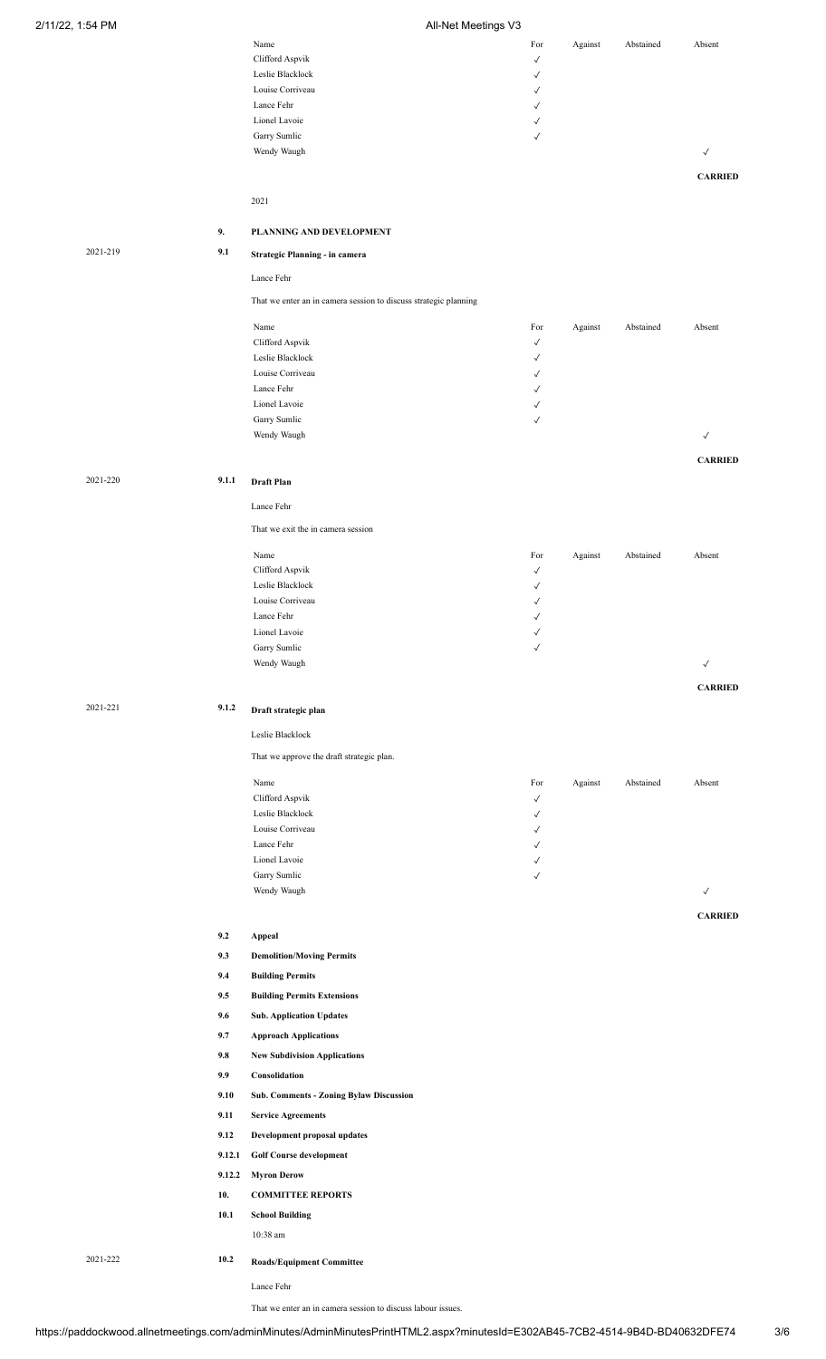| Name | For | Against | Abstained | Absent |
|---|---|---|---|---|
| Clifford Aspvik | ✓ | | | |
| Leslie Blacklock | ✓ | | | |
| Louise Corriveau | ✓ | | | |
| Lance Fehr | ✓ | | | |
| Lionel Lavoie | ✓ | | | |
| Garry Sumlic | ✓ | | | |
| Wendy Waugh | | | | ✓ |

**CARRIED**

2021

**9. PLANNING AND DEVELOPMENT**

2021-219 **9.1 Strategic Planning - in camera**

Lance Fehr

That we enter an in camera session to discuss strategic planning

| Name | For | Against | Abstained | Absent |
|---|---|---|---|---|
| Clifford Aspvik | ✓ | | | |
| Leslie Blacklock | ✓ | | | |
| Louise Corriveau | ✓ | | | |
| Lance Fehr | ✓ | | | |
| Lionel Lavoie | ✓ | | | |
| Garry Sumlic | ✓ | | | |
| Wendy Waugh | | | | ✓ |

**CARRIED**

2021-220 **9.1.1 Draft Plan**

Lance Fehr

That we exit the in camera session

| Name | For | Against | Abstained | Absent |
|---|---|---|---|---|
| Clifford Aspvik | ✓ | | | |
| Leslie Blacklock | ✓ | | | |
| Louise Corriveau | ✓ | | | |
| Lance Fehr | ✓ | | | |
| Lionel Lavoie | ✓ | | | |
| Garry Sumlic | ✓ | | | |
| Wendy Waugh | | | | ✓ |

**CARRIED**

2021-221 **9.1.2 Draft strategic plan**

Leslie Blacklock

That we approve the draft strategic plan.

| Name | For | Against | Abstained | Absent |
|---|---|---|---|---|
| Clifford Aspvik | ✓ | | | |
| Leslie Blacklock | ✓ | | | |
| Louise Corriveau | ✓ | | | |
| Lance Fehr | ✓ | | | |
| Lionel Lavoie | ✓ | | | |
| Garry Sumlic | ✓ | | | |
| Wendy Waugh | | | | ✓ |

**CARRIED**

**9.2 Appeal**

**9.3 Demolition/Moving Permits**

**9.4 Building Permits**

**9.5 Building Permits Extensions**

**9.6 Sub. Application Updates**

**9.7 Approach Applications**

**9.8 New Subdivision Applications**

**9.9 Consolidation**

**9.10 Sub. Comments - Zoning Bylaw Discussion**

**9.11 Service Agreements**

**9.12 Development proposal updates**

**9.12.1 Golf Course development**

**9.12.2 Myron Derow**

**10. COMMITTEE REPORTS**

**10.1 School Building**

10:38 am

2021-222 **10.2 Roads/Equipment Committee**

Lance Fehr

That we enter an in camera session to discuss labour issues.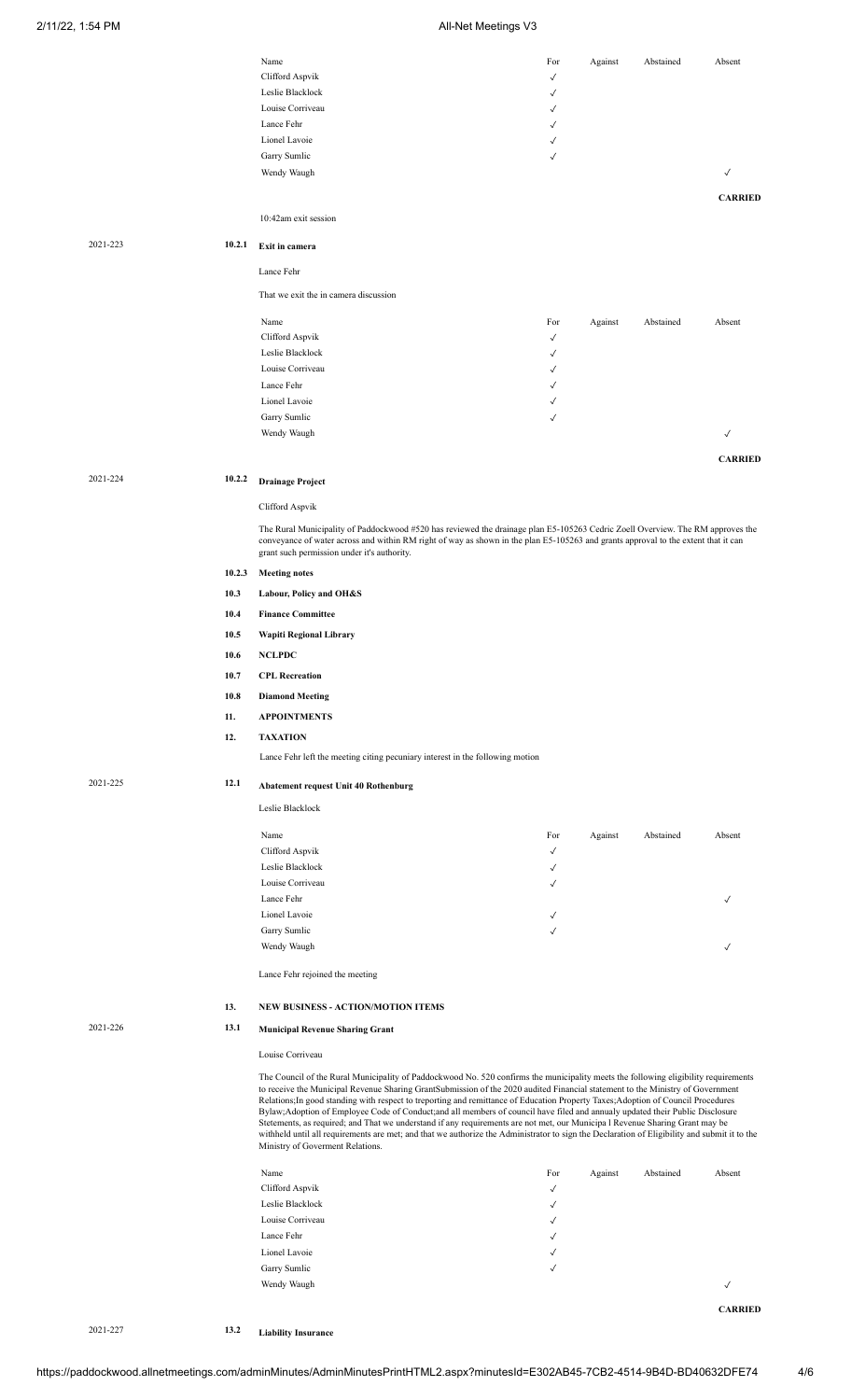| Name | For | Against | Abstained | Absent |
|---|---|---|---|---|
| Clifford Aspvik | ✓ | | | |
| Leslie Blacklock | ✓ | | | |
| Louise Corriveau | ✓ | | | |
| Lance Fehr | ✓ | | | |
| Lionel Lavoie | ✓ | | | |
| Garry Sumlic | ✓ | | | |
| Wendy Waugh | | | | ✓ |

**CARRIED**

10:42am exit session

2021-223 **10.2.1 Exit in camera**

Lance Fehr

That we exit the in camera discussion

| Name | For | Against | Abstained | Absent |
|---|---|---|---|---|
| Clifford Aspvik | ✓ | | | |
| Leslie Blacklock | ✓ | | | |
| Louise Corriveau | ✓ | | | |
| Lance Fehr | ✓ | | | |
| Lionel Lavoie | ✓ | | | |
| Garry Sumlic | ✓ | | | |
| Wendy Waugh | | | | ✓ |

**CARRIED**

2021-224 **10.2.2 Drainage Project**

Clifford Aspvik

The Rural Municipality of Paddockwood #520 has reviewed the drainage plan E5-105263 Cedric Zoell Overview. The RM approves the conveyance of water across and within RM right of way as shown in the plan E5-105263 and grants approval to the extent that it can grant such permission under it's authority.

**10.2.3 Meeting notes**

**10.3 Labour, Policy and OH&S**

**10.4 Finance Committee**

**10.5 Wapiti Regional Library**

**10.6 NCLPDC**

**10.7 CPL Recreation**

**10.8 Diamond Meeting**

**11. APPOINTMENTS**

**12. TAXATION**

Lance Fehr left the meeting citing pecuniary interest in the following motion

2021-225 **12.1 Abatement request Unit 40 Rothenburg**

Leslie Blacklock

| Name | For | Against | Abstained | Absent |
|---|---|---|---|---|
| Clifford Aspvik | ✓ | | | |
| Leslie Blacklock | ✓ | | | |
| Louise Corriveau | ✓ | | | |
| Lance Fehr | | | | ✓ |
| Lionel Lavoie | ✓ | | | |
| Garry Sumlic | ✓ | | | |
| Wendy Waugh | | | | ✓ |

Lance Fehr rejoined the meeting

**13. NEW BUSINESS - ACTION/MOTION ITEMS**

2021-226 **13.1 Municipal Revenue Sharing Grant**

Louise Corriveau

The Council of the Rural Municipality of Paddockwood No. 520 confirms the municipality meets the following eligibility requirements to receive the Municipal Revenue Sharing GrantSubmission of the 2020 audited Financial statement to the Ministry of Government Relations;In good standing with respect to treporting and remittance of Education Property Taxes;Adoption of Council Procedures Bylaw;Adoption of Employee Code of Conduct;and all members of council have filed and annualy updated their Public Disclosure Stetements, as required; and That we understand if any requirements are not met, our Municipa l Revenue Sharing Grant may be withheld until all requirements are met; and that we authorize the Administrator to sign the Declaration of Eligibility and submit it to the Ministry of Goverment Relations.

| Name | For | Against | Abstained | Absent |
|---|---|---|---|---|
| Clifford Aspvik | ✓ | | | |
| Leslie Blacklock | ✓ | | | |
| Louise Corriveau | ✓ | | | |
| Lance Fehr | ✓ | | | |
| Lionel Lavoie | ✓ | | | |
| Garry Sumlic | ✓ | | | |
| Wendy Waugh | | | | ✓ |

**CARRIED**

2021-227 **13.2 Liability Insurance**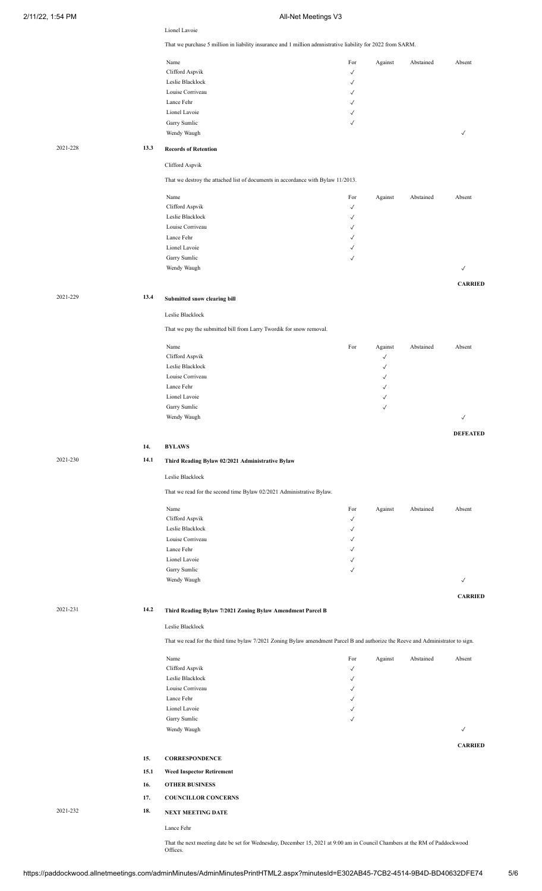Lionel Lavoie

That we purchase 5 million in liability insurance and 1 million admnistrative liability for 2022 from SARM.

| Name | For | Against | Abstained | Absent |
|---|---|---|---|---|
| Clifford Aspvik | ✓ | | | |
| Leslie Blacklock | ✓ | | | |
| Louise Corriveau | ✓ | | | |
| Lance Fehr | ✓ | | | |
| Lionel Lavoie | ✓ | | | |
| Garry Sumlic | ✓ | | | |
| Wendy Waugh | | | | ✓ |

2021-228 **13.3 Records of Retention**

Clifford Aspvik

That we destroy the attached list of documents in accordance with Bylaw 11/2013.

| Name | For | Against | Abstained | Absent |
|---|---|---|---|---|
| Clifford Aspvik | ✓ | | | |
| Leslie Blacklock | ✓ | | | |
| Louise Corriveau | ✓ | | | |
| Lance Fehr | ✓ | | | |
| Lionel Lavoie | ✓ | | | |
| Garry Sumlic | ✓ | | | |
| Wendy Waugh | | | | ✓ |

**CARRIED**

2021-229 **13.4 Submitted snow clearing bill**

Leslie Blacklock

That we pay the submitted bill from Larry Twordik for snow removal.

| Name | For | Against | Abstained | Absent |
|---|---|---|---|---|
| Clifford Aspvik | | ✓ | | |
| Leslie Blacklock | | ✓ | | |
| Louise Corriveau | | ✓ | | |
| Lance Fehr | | ✓ | | |
| Lionel Lavoie | | ✓ | | |
| Garry Sumlic | | ✓ | | |
| Wendy Waugh | | | | ✓ |

**DEFEATED**

**14. BYLAWS**

2021-230 **14.1 Third Reading Bylaw 02/2021 Administrative Bylaw**

Leslie Blacklock

That we read for the second time Bylaw 02/2021 Administrative Bylaw.

| Name | For | Against | Abstained | Absent |
|---|---|---|---|---|
| Clifford Aspvik | ✓ | | | |
| Leslie Blacklock | ✓ | | | |
| Louise Corriveau | ✓ | | | |
| Lance Fehr | ✓ | | | |
| Lionel Lavoie | ✓ | | | |
| Garry Sumlic | ✓ | | | |
| Wendy Waugh | | | | ✓ |

**CARRIED**

2021-231 **14.2 Third Reading Bylaw 7/2021 Zoning Bylaw Amendment Parcel B**

Leslie Blacklock

That we read for the third time bylaw 7/2021 Zoning Bylaw amendment Parcel B and authorize the Reeve and Administrator to sign.

| Name | For | Against | Abstained | Absent |
|---|---|---|---|---|
| Clifford Aspvik | ✓ | | | |
| Leslie Blacklock | ✓ | | | |
| Louise Corriveau | ✓ | | | |
| Lance Fehr | ✓ | | | |
| Lionel Lavoie | ✓ | | | |
| Garry Sumlic | ✓ | | | |
| Wendy Waugh | | | | ✓ |

**CARRIED**

**15. CORRESPONDENCE**

**15.1 Weed Inspector Retirement**

**16. OTHER BUSINESS**

**17. COUNCILLOR CONCERNS**

2021-232 **18. NEXT MEETING DATE**

Lance Fehr

That the next meeting date be set for Wednesday, December 15, 2021 at 9:00 am in Council Chambers at the RM of Paddockwood Offices.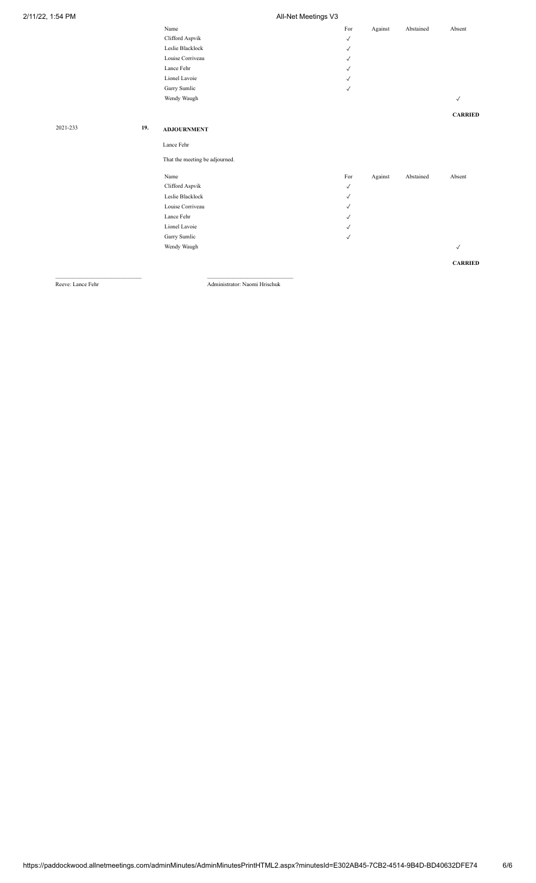| Name | For | Against | Abstained | Absent |
|---|---|---|---|---|
| Clifford Aspvik | ✓ | | | |
| Leslie Blacklock | ✓ | | | |
| Louise Corriveau | ✓ | | | |
| Lance Fehr | ✓ | | | |
| Lionel Lavoie | ✓ | | | |
| Garry Sumlic | ✓ | | | |
| Wendy Waugh | | | | ✓ |

**CARRIED**

2021-233 **19.** **ADJOURNMENT**

Lance Fehr

That the meeting be adjourned.

| Name | For | Against | Abstained | Absent |
|---|---|---|---|---|
| Clifford Aspvik | ✓ | | | |
| Leslie Blacklock | ✓ | | | |
| Louise Corriveau | ✓ | | | |
| Lance Fehr | ✓ | | | |
| Lionel Lavoie | ✓ | | | |
| Garry Sumlic | ✓ | | | |
| Wendy Waugh | | | | ✓ |

**CARRIED**

\_\_\_\_\_\_\_\_\_\_\_\_\_\_\_\_\_\_\_\_\_\_\_\_\_\_\_\_\_\_ \_\_\_\_\_\_\_\_\_\_\_\_\_\_\_\_\_\_\_\_\_\_\_\_\_\_\_\_\_\_

Reeve: Lance Fehr Administrator: Naomi Hrischuk